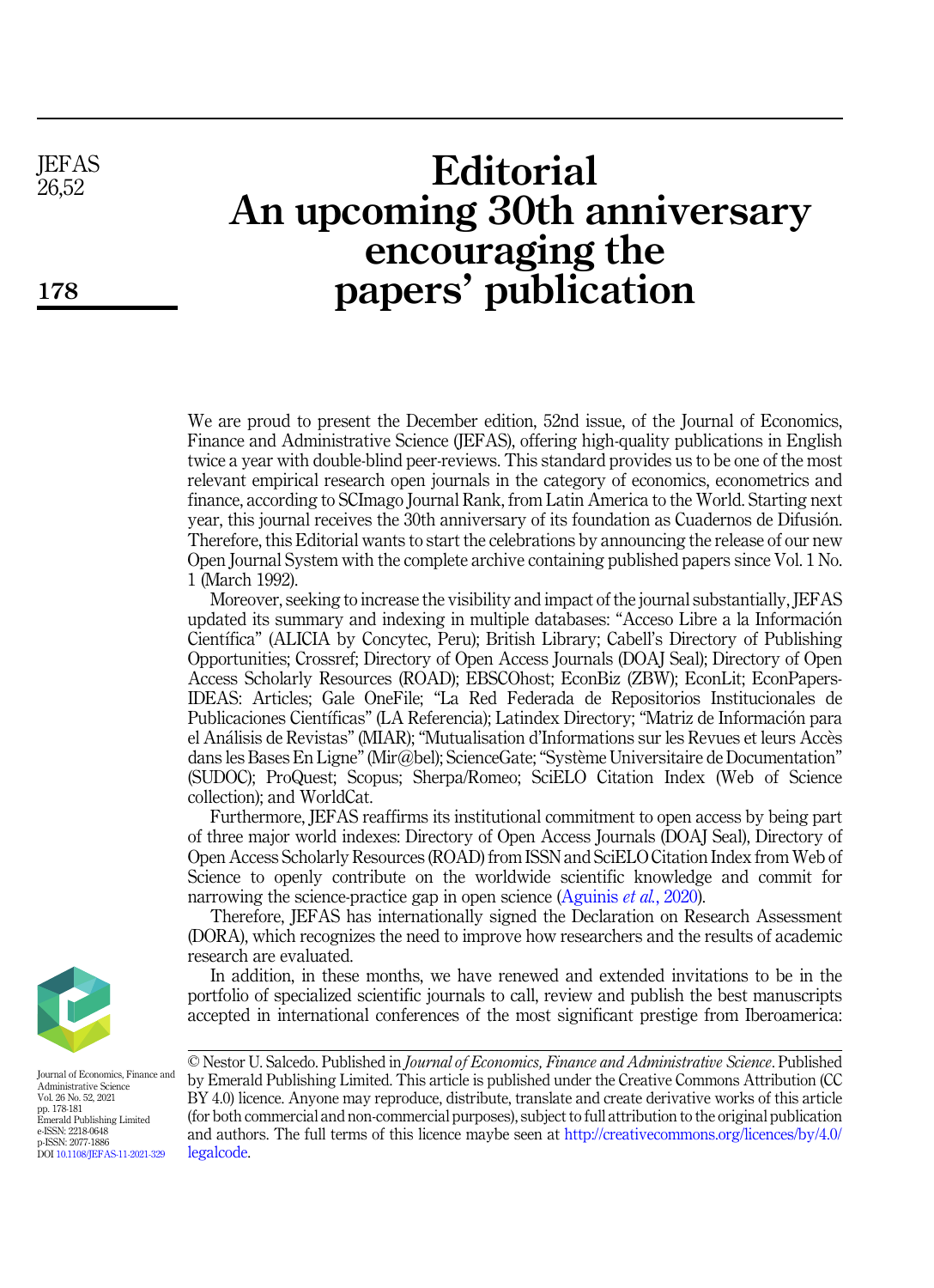# Editorial
# An upcoming 30th anniversary encouraging the papers' publication

We are proud to present the December edition, 52nd issue, of the Journal of Economics, Finance and Administrative Science (JEFAS), offering high-quality publications in English twice a year with double-blind peer-reviews. This standard provides us to be one of the most relevant empirical research open journals in the category of economics, econometrics and finance, according to SCImago Journal Rank, from Latin America to the World. Starting next year, this journal receives the 30th anniversary of its foundation as Cuadernos de Difusión. Therefore, this Editorial wants to start the celebrations by announcing the release of our new Open Journal System with the complete archive containing published papers since Vol. 1 No. 1 (March 1992).

Moreover, seeking to increase the visibility and impact of the journal substantially, JEFAS updated its summary and indexing in multiple databases: "Acceso Libre a la Información Científica" (ALICIA by Concytec, Peru); British Library; Cabell's Directory of Publishing Opportunities; Crossref; Directory of Open Access Journals (DOAJ Seal); Directory of Open Access Scholarly Resources (ROAD); EBSCOhost; EconBiz (ZBW); EconLit; EconPapers-IDEAS: Articles; Gale OneFile; "La Red Federada de Repositorios Institucionales de Publicaciones Científicas" (LA Referencia); Latindex Directory; "Matriz de Información para el Análisis de Revistas" (MIAR); "Mutualisation d'Informations sur les Revues et leurs Accès dans les Bases En Ligne" (Mir@bel); ScienceGate; "Système Universitaire de Documentation" (SUDOC); ProQuest; Scopus; Sherpa/Romeo; SciELO Citation Index (Web of Science collection); and WorldCat.

Furthermore, JEFAS reaffirms its institutional commitment to open access by being part of three major world indexes: Directory of Open Access Journals (DOAJ Seal), Directory of Open Access Scholarly Resources (ROAD) from ISSN and SciELO Citation Index from Web of Science to openly contribute on the worldwide scientific knowledge and commit for narrowing the science-practice gap in open science (Aguinis *et al.*, 2020).

Therefore, JEFAS has internationally signed the Declaration on Research Assessment (DORA), which recognizes the need to improve how researchers and the results of academic research are evaluated.

In addition, in these months, we have renewed and extended invitations to be in the portfolio of specialized scientific journals to call, review and publish the best manuscripts accepted in international conferences of the most significant prestige from Iberoamerica:

© Nestor U. Salcedo. Published in *Journal of Economics, Finance and Administrative Science*. Published by Emerald Publishing Limited. This article is published under the Creative Commons Attribution (CC BY 4.0) licence. Anyone may reproduce, distribute, translate and create derivative works of this article (for both commercial and non-commercial purposes), subject to full attribution to the original publication and authors. The full terms of this licence maybe seen at http://creativecommons.org/licences/by/4.0/legalcode.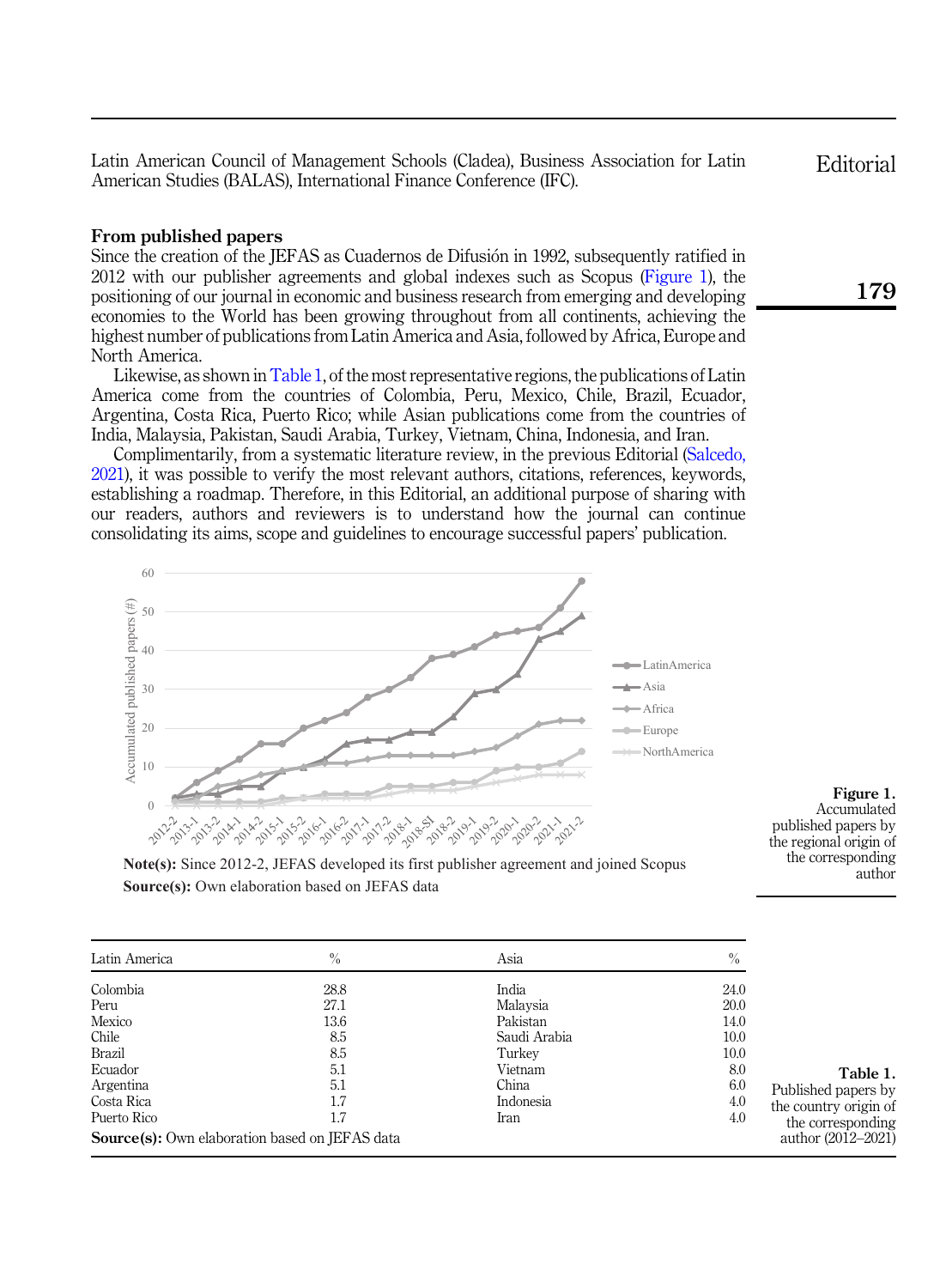Latin American Council of Management Schools (Cladea), Business Association for Latin American Studies (BALAS), International Finance Conference (IFC).

## From published papers

Since the creation of the JEFAS as Cuadernos de Difusión in 1992, subsequently ratified in 2012 with our publisher agreements and global indexes such as Scopus (Figure 1), the positioning of our journal in economic and business research from emerging and developing economies to the World has been growing throughout from all continents, achieving the highest number of publications from Latin America and Asia, followed by Africa, Europe and North America.

Likewise, as shown in Table 1, of the most representative regions, the publications of Latin America come from the countries of Colombia, Peru, Mexico, Chile, Brazil, Ecuador, Argentina, Costa Rica, Puerto Rico; while Asian publications come from the countries of India, Malaysia, Pakistan, Saudi Arabia, Turkey, Vietnam, China, Indonesia, and Iran.

Complimentarily, from a systematic literature review, in the previous Editorial (Salcedo, 2021), it was possible to verify the most relevant authors, citations, references, keywords, establishing a roadmap. Therefore, in this Editorial, an additional purpose of sharing with our readers, authors and reviewers is to understand how the journal can continue consolidating its aims, scope and guidelines to encourage successful papers' publication.

**Note(s):** Since 2012-2, JEFAS developed its first publisher agreement and joined Scopus

**Source(s):** Own elaboration based on JEFAS data

**Figure 1.** Accumulated published papers by the regional origin of the corresponding author

| Latin America | % | Asia | % |
|---|---|---|---|
| Colombia | 28.8 | India | 24.0 |
| Peru | 27.1 | Malaysia | 20.0 |
| Mexico | 13.6 | Pakistan | 14.0 |
| Chile | 8.5 | Saudi Arabia | 10.0 |
| Brazil | 8.5 | Turkey | 10.0 |
| Ecuador | 5.1 | Vietnam | 8.0 |
| Argentina | 5.1 | China | 6.0 |
| Costa Rica | 1.7 | Indonesia | 4.0 |
| Puerto Rico | 1.7 | Iran | 4.0 |

**Source(s):** Own elaboration based on JEFAS data

**Table 1.** Published papers by the country origin of the corresponding author (2012–2021)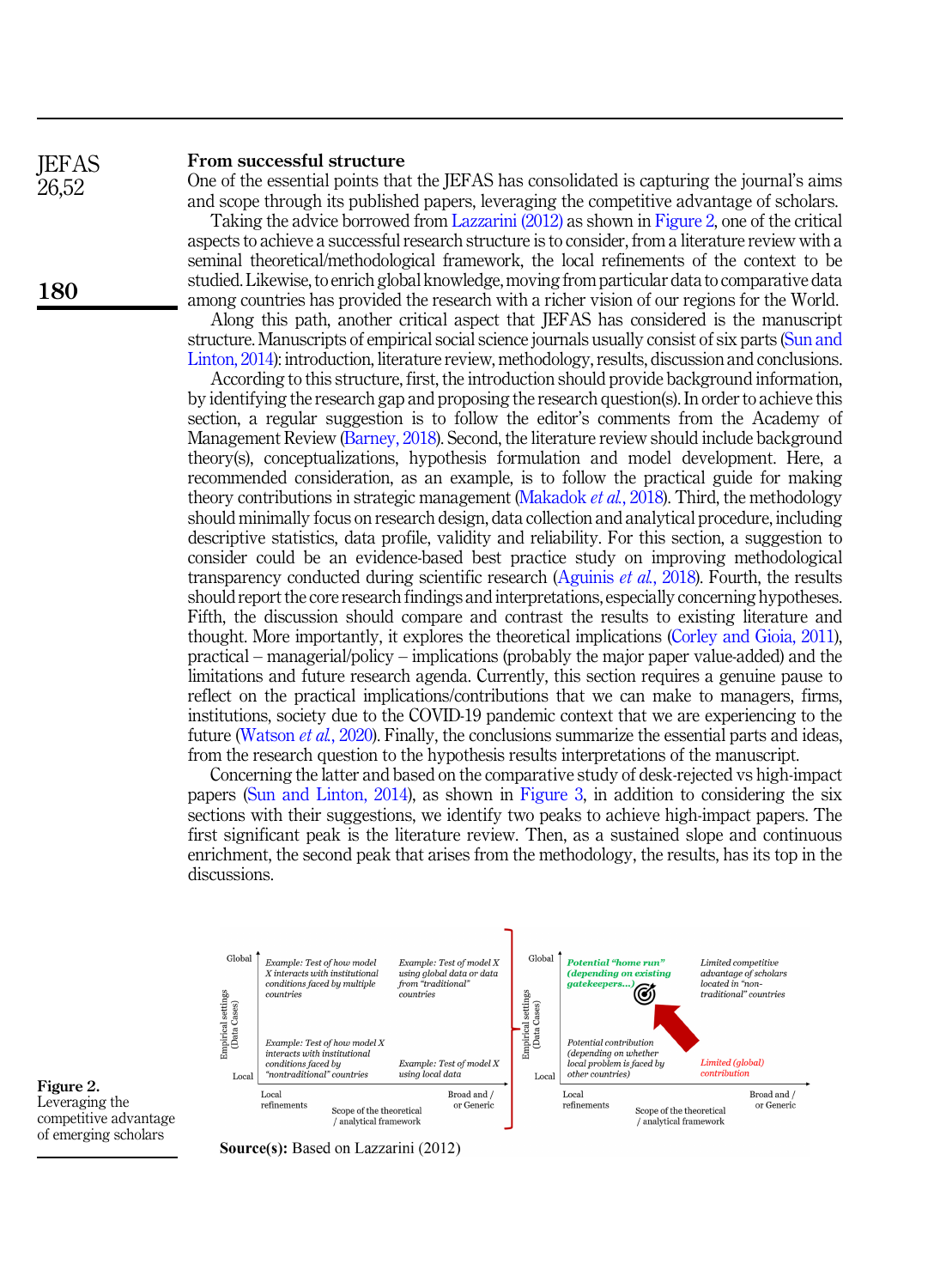## From successful structure

One of the essential points that the JEFAS has consolidated is capturing the journal's aims and scope through its published papers, leveraging the competitive advantage of scholars.

Taking the advice borrowed from Lazzarini (2012) as shown in Figure 2, one of the critical aspects to achieve a successful research structure is to consider, from a literature review with a seminal theoretical/methodological framework, the local refinements of the context to be studied. Likewise, to enrich global knowledge, moving from particular data to comparative data among countries has provided the research with a richer vision of our regions for the World.

Along this path, another critical aspect that JEFAS has considered is the manuscript structure. Manuscripts of empirical social science journals usually consist of six parts (Sun and Linton, 2014): introduction, literature review, methodology, results, discussion and conclusions.

According to this structure, first, the introduction should provide background information, by identifying the research gap and proposing the research question(s). In order to achieve this section, a regular suggestion is to follow the editor's comments from the Academy of Management Review (Barney, 2018). Second, the literature review should include background theory(s), conceptualizations, hypothesis formulation and model development. Here, a recommended consideration, as an example, is to follow the practical guide for making theory contributions in strategic management (Makadok *et al.*, 2018). Third, the methodology should minimally focus on research design, data collection and analytical procedure, including descriptive statistics, data profile, validity and reliability. For this section, a suggestion to consider could be an evidence-based best practice study on improving methodological transparency conducted during scientific research (Aguinis *et al.*, 2018). Fourth, the results should report the core research findings and interpretations, especially concerning hypotheses. Fifth, the discussion should compare and contrast the results to existing literature and thought. More importantly, it explores the theoretical implications (Corley and Gioia, 2011), practical – managerial/policy – implications (probably the major paper value-added) and the limitations and future research agenda. Currently, this section requires a simple pause to reflect on the practical implications/contributions that we can make to managers, firms, institutions, society due to the COVID-19 pandemic context that we are experiencing to the future (Watson *et al.*, 2020). Finally, the conclusions summarize the essential parts and ideas, from the research question to the hypothesis results interpretations of the manuscript.

Concerning the latter and based on the comparative study of desk-rejected vs high-impact papers (Sun and Linton, 2014), as shown in Figure 3, in addition to considering the six sections with their suggestions, we identify two peaks to achieve high-impact papers. The first significant peak is the literature review. Then, as a sustained slope and continuous enrichment, the second peak that arises from the methodology, the results, has its top in the discussions.

| Empirical settings (Data Cases) | Local refinements | Broad and / or Generic |
|---|---|---|
| Global | *Example: Test of how model X interacts with institutional conditions faced by multiple countries* | *Example: Test of model X using global data or data from "traditional" countries* |
| Local | *Example: Test of how model X interacts with institutional conditions faced by "nontraditional" countries* | *Example: Test of model X using local data* |

| Empirical settings (Data Cases) | Local refinements | Broad and / or Generic |
|---|---|---|
| Global | *Potential "home run" (depending on existing gatekeepers...)* | *Limited competitive advantage of scholars located in "non-traditional" countries* |
| Local | *Potential contribution (depending on whether local problem is faced by other countries)* | *Limited (global) contribution* |

Scope of the theoretical / analytical framework

**Source(s):** Based on Lazzarini (2012)

**Figure 2.** Leveraging the competitive advantage of emerging scholars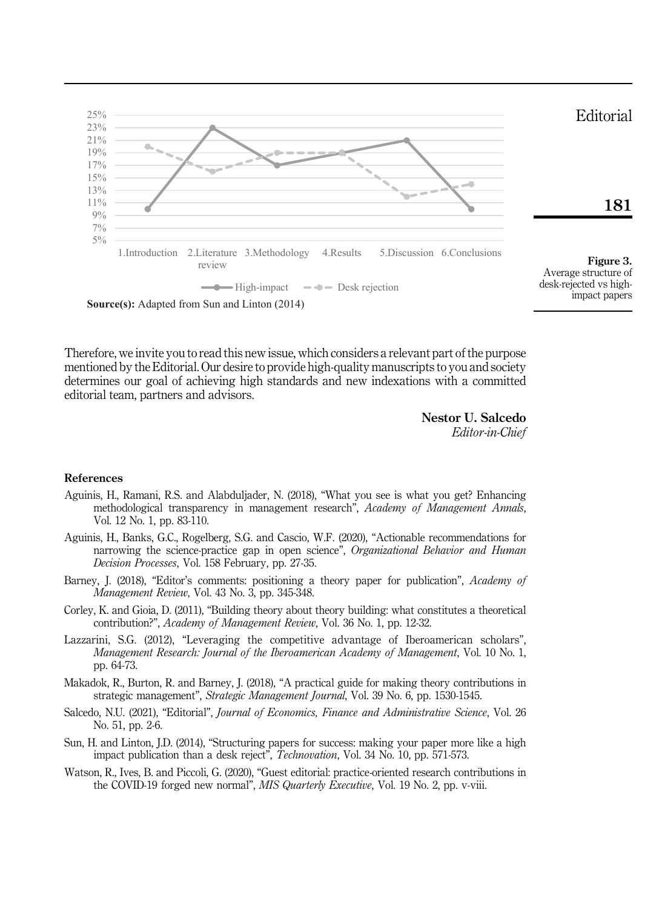25%
23%
21%
19%
17%
15%
13%
11%
9%
7%
5%

1.Introduction 2.Literature review 3.Methodology 4.Results 5.Discussion 6.Conclusions

High-impact — Desk rejection

**Source(s):** Adapted from Sun and Linton (2014)

**Figure 3.** Average structure of desk-rejected vs high-impact papers

Therefore, we invite you to read this new issue, which considers a relevant part of the purpose mentioned by the Editorial. Our desire to provide high-quality manuscripts to you and society determines our goal of achieving high standards and new indexations with a committed editorial team, partners and advisors.

**Nestor U. Salcedo**
*Editor-in-Chief*

## References

Aguinis, H., Ramani, R.S. and Alabduljader, N. (2018), "What you see is what you get? Enhancing methodological transparency in management research", *Academy of Management Annals*, Vol. 12 No. 1, pp. 83-110.

Aguinis, H., Banks, G.C., Rogelberg, S.G. and Cascio, W.F. (2020), "Actionable recommendations for narrowing the science-practice gap in open science", *Organizational Behavior and Human Decision Processes*, Vol. 158 February, pp. 27-35.

Barney, J. (2018), "Editor's comments: positioning a theory paper for publication", *Academy of Management Review*, Vol. 43 No. 3, pp. 345-348.

Corley, K. and Gioia, D. (2011), "Building theory about theory building: what constitutes a theoretical contribution?", *Academy of Management Review*, Vol. 36 No. 1, pp. 12-32.

Lazzarini, S.G. (2012), "Leveraging the competitive advantage of Iberoamerican scholars", *Management Research: Journal of the Iberoamerican Academy of Management*, Vol. 10 No. 1, pp. 64-73.

Makadok, R., Burton, R. and Barney, J. (2018), "A practical guide for making theory contributions in strategic management", *Strategic Management Journal*, Vol. 39 No. 6, pp. 1530-1545.

Salcedo, N.U. (2021), "Editorial", *Journal of Economics, Finance and Administrative Science*, Vol. 26 No. 51, pp. 2-6.

Sun, H. and Linton, J.D. (2014), "Structuring papers for success: making your paper more like a high impact publication than a desk reject", *Technovation*, Vol. 34 No. 10, pp. 571-573.

Watson, R., Ives, B. and Piccoli, G. (2020), "Guest editorial: practice-oriented research contributions in the COVID-19 forged new normal", *MIS Quarterly Executive*, Vol. 19 No. 2, pp. v-viii.